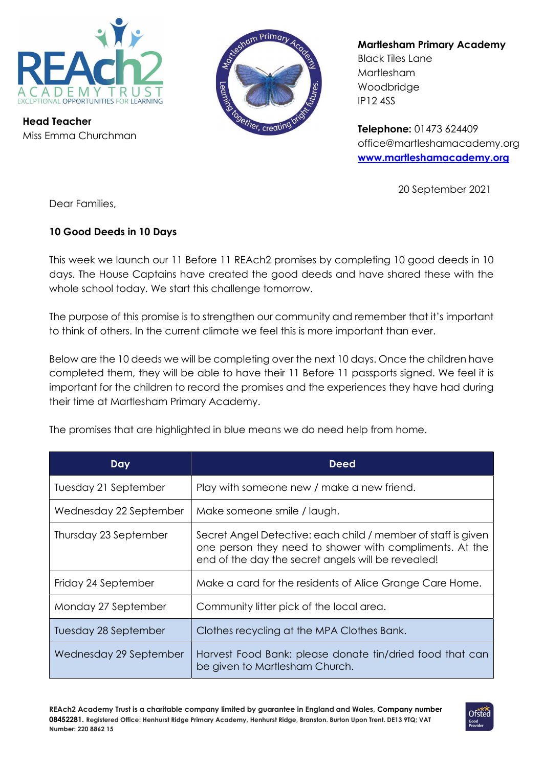**Head Teacher**
Miss Emma Churchman

**Martlesham Primary Academy**
Black Tiles Lane
Martlesham
Woodbridge
IP12 4SS

**Telephone:** 01473 624409
office@martleshamacademy.org
[www.martleshamacademy.org](http://www.martleshamacademy.org)

20 September 2021

Dear Families,

**10 Good Deeds in 10 Days**

This week we launch our 11 Before 11 REAch2 promises by completing 10 good deeds in 10 days. The House Captains have created the good deeds and have shared these with the whole school today. We start this challenge tomorrow.

The purpose of this promise is to strengthen our community and remember that it's important to think of others. In the current climate we feel this is more important than ever.

Below are the 10 deeds we will be completing over the next 10 days. Once the children have completed them, they will be able to have their 11 Before 11 passports signed. We feel it is important for the children to record the promises and the experiences they have had during their time at Martlesham Primary Academy.

The promises that are highlighted in blue means we do need help from home.

| Day | Deed |
|---|---|
| Tuesday 21 September | Play with someone new / make a new friend. |
| Wednesday 22 September | Make someone smile / laugh. |
| Thursday 23 September | Secret Angel Detective: each child / member of staff is given one person they need to shower with compliments. At the end of the day the secret angels will be revealed! |
| Friday 24 September | Make a card for the residents of Alice Grange Care Home. |
| Monday 27 September | Community litter pick of the local area. |
| Tuesday 28 September | Clothes recycling at the MPA Clothes Bank. |
| Wednesday 29 September | Harvest Food Bank: please donate tin/dried food that can be given to Martlesham Church. |

**REAch2 Academy Trust is a charitable company limited by guarantee in England and Wales, Company number 08452281.** Registered Office: Henhurst Ridge Primary Academy, Henhurst Ridge, Branston. Burton Upon Trent. DE13 9TQ; VAT Number: 220 8862 15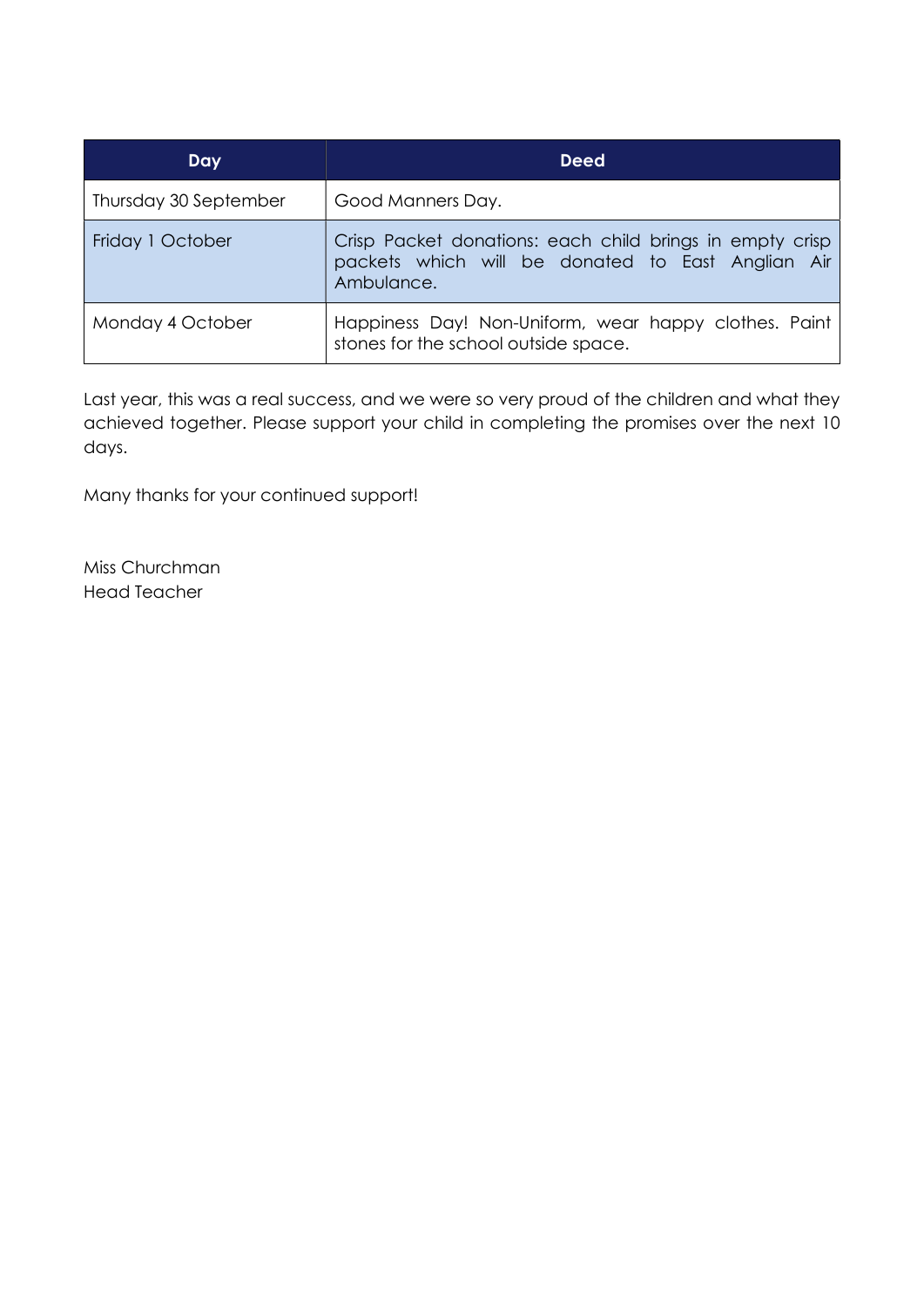| Day | Deed |
| --- | --- |
| Thursday 30 September | Good Manners Day. |
| Friday 1 October | Crisp Packet donations: each child brings in empty crisp packets which will be donated to East Anglian Air Ambulance. |
| Monday 4 October | Happiness Day! Non-Uniform, wear happy clothes. Paint stones for the school outside space. |

Last year, this was a real success, and we were so very proud of the children and what they achieved together. Please support your child in completing the promises over the next 10 days.

Many thanks for your continued support!

Miss Churchman
Head Teacher